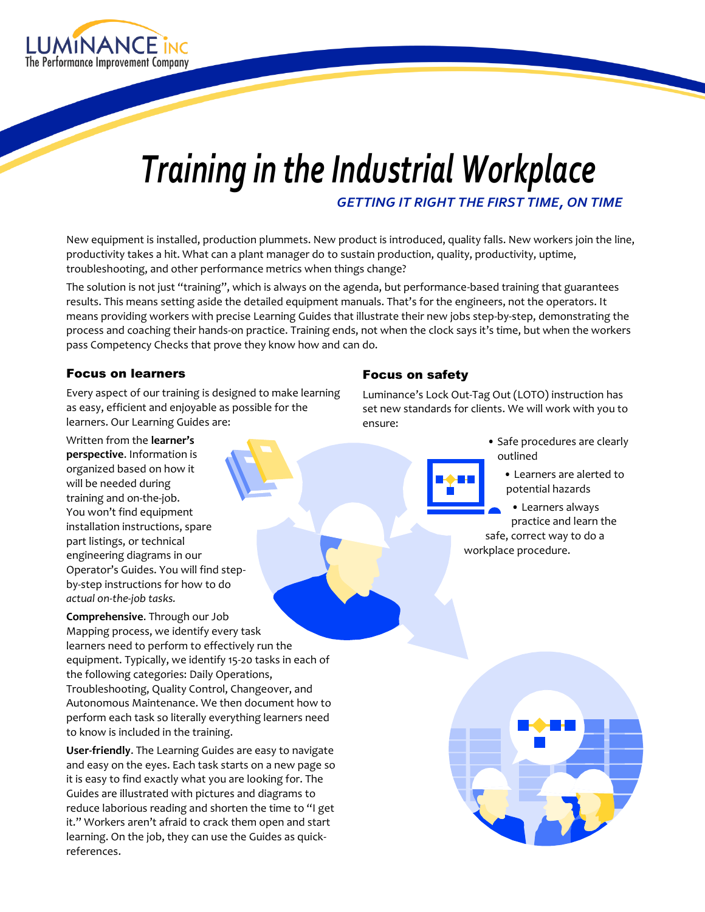LUMINANCE INC
The Performance Improvement Company

# Training in the Industrial Workplace

### *GETTING IT RIGHT THE FIRST TIME, ON TIME*

New equipment is installed, production plummets. New product is introduced, quality falls. New workers join the line, productivity takes a hit. What can a plant manager do to sustain production, quality, productivity, uptime, troubleshooting, and other performance metrics when things change?

The solution is not just "training", which is always on the agenda, but performance-based training that guarantees results. This means setting aside the detailed equipment manuals. That's for the engineers, not the operators. It means providing workers with precise Learning Guides that illustrate their new jobs step-by-step, demonstrating the process and coaching their hands-on practice. Training ends, not when the clock says it's time, but when the workers pass Competency Checks that prove they know how and can do.

## Focus on learners

Every aspect of our training is designed to make learning as easy, efficient and enjoyable as possible for the learners. Our Learning Guides are:

Written from the **learner's perspective**. Information is organized based on how it will be needed during training and on-the-job. You won't find equipment installation instructions, spare part listings, or technical engineering diagrams in our Operator's Guides. You will find step-by-step instructions for how to do *actual on-the-job tasks.*

**Comprehensive**. Through our Job Mapping process, we identify every task learners need to perform to effectively run the equipment. Typically, we identify 15-20 tasks in each of the following categories: Daily Operations, Troubleshooting, Quality Control, Changeover, and Autonomous Maintenance. We then document how to perform each task so literally everything learners need to know is included in the training.

**User-friendly**. The Learning Guides are easy to navigate and easy on the eyes. Each task starts on a new page so it is easy to find exactly what you are looking for. The Guides are illustrated with pictures and diagrams to reduce laborious reading and shorten the time to "I get it." Workers aren't afraid to crack them open and start learning. On the job, they can use the Guides as quick-references.

## Focus on safety

Luminance's Lock Out-Tag Out (LOTO) instruction has set new standards for clients. We will work with you to ensure:

- Safe procedures are clearly outlined
- Learners are alerted to potential hazards
- Learners always practice and learn the safe, correct way to do a workplace procedure.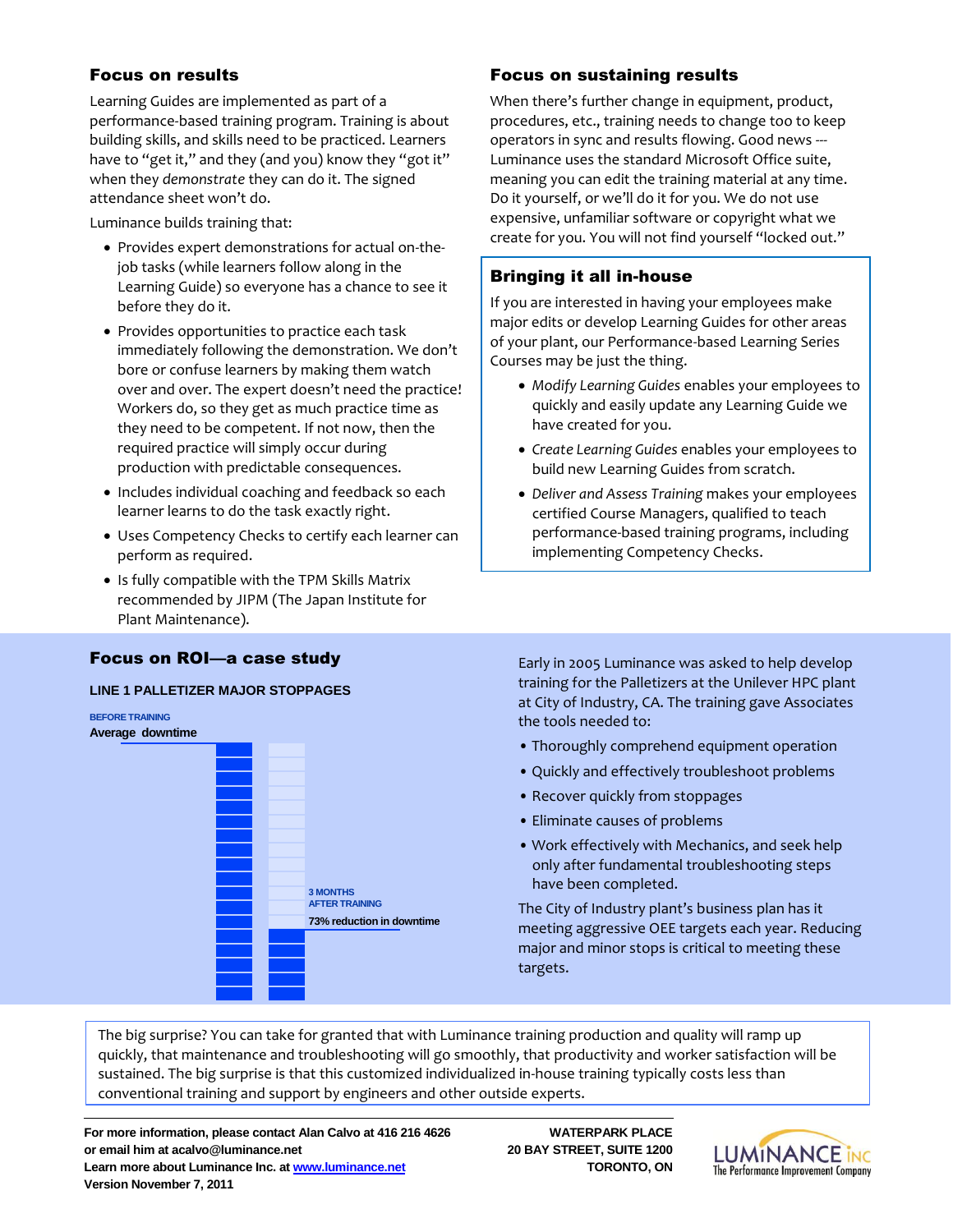### Focus on results

Learning Guides are implemented as part of a performance-based training program. Training is about building skills, and skills need to be practiced. Learners have to "get it," and they (and you) know they "got it" when they *demonstrate* they can do it. The signed attendance sheet won't do.

Luminance builds training that:

- Provides expert demonstrations for actual on-the-job tasks (while learners follow along in the Learning Guide) so everyone has a chance to see it before they do it.
- Provides opportunities to practice each task immediately following the demonstration. We don't bore or confuse learners by making them watch over and over. The expert doesn't need the practice! Workers do, so they get as much practice time as they need to be competent. If not now, then the required practice will simply occur during production with predictable consequences.
- Includes individual coaching and feedback so each learner learns to do the task exactly right.
- Uses Competency Checks to certify each learner can perform as required.
- Is fully compatible with the TPM Skills Matrix recommended by JIPM (The Japan Institute for Plant Maintenance).

### Focus on sustaining results

When there's further change in equipment, product, procedures, etc., training needs to change too to keep operators in sync and results flowing. Good news --- Luminance uses the standard Microsoft Office suite, meaning you can edit the training material at any time. Do it yourself, or we'll do it for you. We do not use expensive, unfamiliar software or copyright what we create for you. You will not find yourself "locked out."

### Bringing it all in-house

If you are interested in having your employees make major edits or develop Learning Guides for other areas of your plant, our Performance-based Learning Series Courses may be just the thing.

- *Modify Learning Guides* enables your employees to quickly and easily update any Learning Guide we have created for you.
- *Create Learning Guides* enables your employees to build new Learning Guides from scratch.
- *Deliver and Assess Training* makes your employees certified Course Managers, qualified to teach performance-based training programs, including implementing Competency Checks.

### Focus on ROI—a case study

**LINE 1 PALLETIZER MAJOR STOPPAGES**

BEFORE TRAINING
Average downtime

3 MONTHS
AFTER TRAINING
73% reduction in downtime

Early in 2005 Luminance was asked to help develop training for the Palletizers at the Unilever HPC plant at City of Industry, CA. The training gave Associates the tools needed to:

- Thoroughly comprehend equipment operation
- Quickly and effectively troubleshoot problems
- Recover quickly from stoppages
- Eliminate causes of problems
- Work effectively with Mechanics, and seek help only after fundamental troubleshooting steps have been completed.

The City of Industry plant's business plan has it meeting aggressive OEE targets each year. Reducing major and minor stops is critical to meeting these targets.

The big surprise? You can take for granted that with Luminance training production and quality will ramp up quickly, that maintenance and troubleshooting will go smoothly, that productivity and worker satisfaction will be sustained. The big surprise is that this customized individualized in-house training typically costs less than conventional training and support by engineers and other outside experts.

**For more information, please contact Alan Calvo at 416 216 4626**
**or email him at acalvo@luminance.net**
**Learn more about Luminance Inc. at [www.luminance.net](http://www.luminance.net)**
**Version November 7, 2011**

**WATERPARK PLACE**
**20 BAY STREET, SUITE 1200**
**TORONTO, ON**

LUMINANCE INC
The Performance Improvement Company